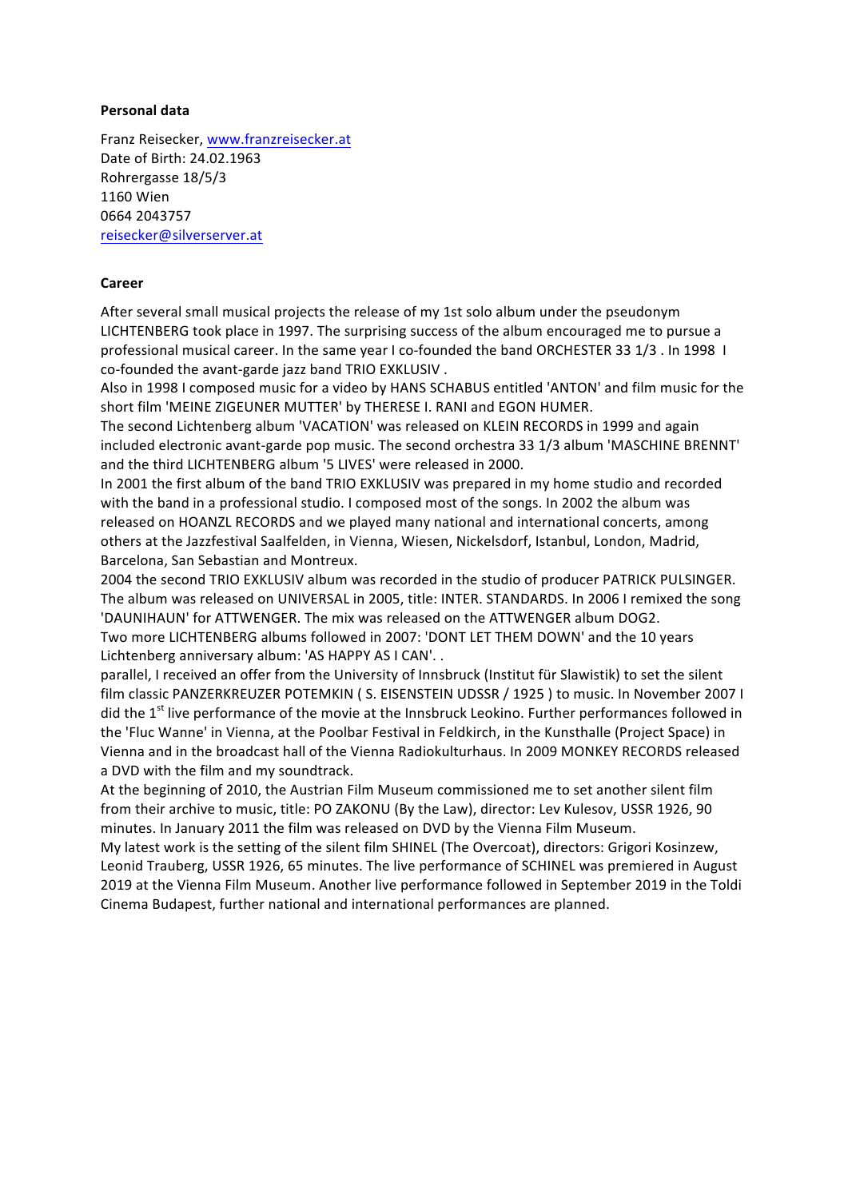**Personal data**

Franz Reisecker, www.franzreisecker.at
Date of Birth: 24.02.1963
Rohrergasse 18/5/3
1160 Wien
0664 2043757
reisecker@silverserver.at

**Career**

After several small musical projects the release of my 1st solo album under the pseudonym LICHTENBERG took place in 1997. The surprising success of the album encouraged me to pursue a professional musical career. In the same year I co-founded the band ORCHESTER 33 1/3 . In 1998 I co-founded the avant-garde jazz band TRIO EXKLUSIV .
Also in 1998 I composed music for a video by HANS SCHABUS entitled 'ANTON' and film music for the short film 'MEINE ZIGEUNER MUTTER' by THERESE I. RANI and EGON HUMER.
The second Lichtenberg album 'VACATION' was released on KLEIN RECORDS in 1999 and again included electronic avant-garde pop music. The second orchestra 33 1/3 album 'MASCHINE BRENNT' and the third LICHTENBERG album '5 LIVES' were released in 2000.
In 2001 the first album of the band TRIO EXKLUSIV was prepared in my home studio and recorded with the band in a professional studio. I composed most of the songs. In 2002 the album was released on HOANZL RECORDS and we played many national and international concerts, among others at the Jazzfestival Saalfelden, in Vienna, Wiesen, Nickelsdorf, Istanbul, London, Madrid, Barcelona, San Sebastian and Montreux.
2004 the second TRIO EXKLUSIV album was recorded in the studio of producer PATRICK PULSINGER. The album was released on UNIVERSAL in 2005, title: INTER. STANDARDS. In 2006 I remixed the song 'DAUNIHAUN' for ATTWENGER. The mix was released on the ATTWENGER album DOG2.
Two more LICHTENBERG albums followed in 2007: 'DONT LET THEM DOWN' and the 10 years Lichtenberg anniversary album: 'AS HAPPY AS I CAN'. .
parallel, I received an offer from the University of Innsbruck (Institut für Slawistik) to set the silent film classic PANZERKREUZER POTEMKIN ( S. EISENSTEIN UDSSR / 1925 ) to music. In November 2007 I did the 1st live performance of the movie at the Innsbruck Leokino. Further performances followed in the 'Fluc Wanne' in Vienna, at the Poolbar Festival in Feldkirch, in the Kunsthalle (Project Space) in Vienna and in the broadcast hall of the Vienna Radiokulturhaus. In 2009 MONKEY RECORDS released a DVD with the film and my soundtrack.
At the beginning of 2010, the Austrian Film Museum commissioned me to set another silent film from their archive to music, title: PO ZAKONU (By the Law), director: Lev Kulesov, USSR 1926, 90 minutes. In January 2011 the film was released on DVD by the Vienna Film Museum.
My latest work is the setting of the silent film SHINEL (The Overcoat), directors: Grigori Kosinzew, Leonid Trauberg, USSR 1926, 65 minutes. The live performance of SCHINEL was premiered in August 2019 at the Vienna Film Museum. Another live performance followed in September 2019 in the Toldi Cinema Budapest, further national and international performances are planned.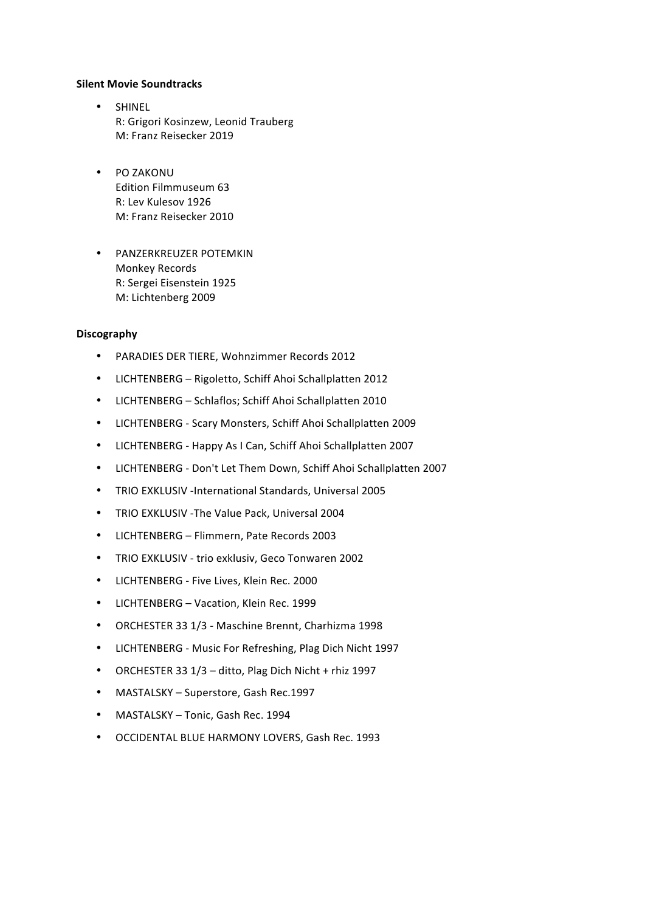**Silent Movie Soundtracks**

- SHINEL
  R: Grigori Kosinzew, Leonid Trauberg
  M: Franz Reisecker 2019

- PO ZAKONU
  Edition Filmmuseum 63
  R: Lev Kulesov 1926
  M: Franz Reisecker 2010

- PANZERKREUZER POTEMKIN
  Monkey Records
  R: Sergei Eisenstein 1925
  M: Lichtenberg 2009

**Discography**

- PARADIES DER TIERE, Wohnzimmer Records 2012
- LICHTENBERG – Rigoletto, Schiff Ahoi Schallplatten 2012
- LICHTENBERG – Schlaflos; Schiff Ahoi Schallplatten 2010
- LICHTENBERG - Scary Monsters, Schiff Ahoi Schallplatten 2009
- LICHTENBERG - Happy As I Can, Schiff Ahoi Schallplatten 2007
- LICHTENBERG - Don't Let Them Down, Schiff Ahoi Schallplatten 2007
- TRIO EXKLUSIV -International Standards, Universal 2005
- TRIO EXKLUSIV -The Value Pack, Universal 2004
- LICHTENBERG – Flimmern, Pate Records 2003
- TRIO EXKLUSIV - trio exklusiv, Geco Tonwaren 2002
- LICHTENBERG - Five Lives, Klein Rec. 2000
- LICHTENBERG – Vacation, Klein Rec. 1999
- ORCHESTER 33 1/3 - Maschine Brennt, Charhizma 1998
- LICHTENBERG - Music For Refreshing, Plag Dich Nicht 1997
- ORCHESTER 33 1/3 – ditto, Plag Dich Nicht + rhiz 1997
- MASTALSKY – Superstore, Gash Rec.1997
- MASTALSKY – Tonic, Gash Rec. 1994
- OCCIDENTAL BLUE HARMONY LOVERS, Gash Rec. 1993